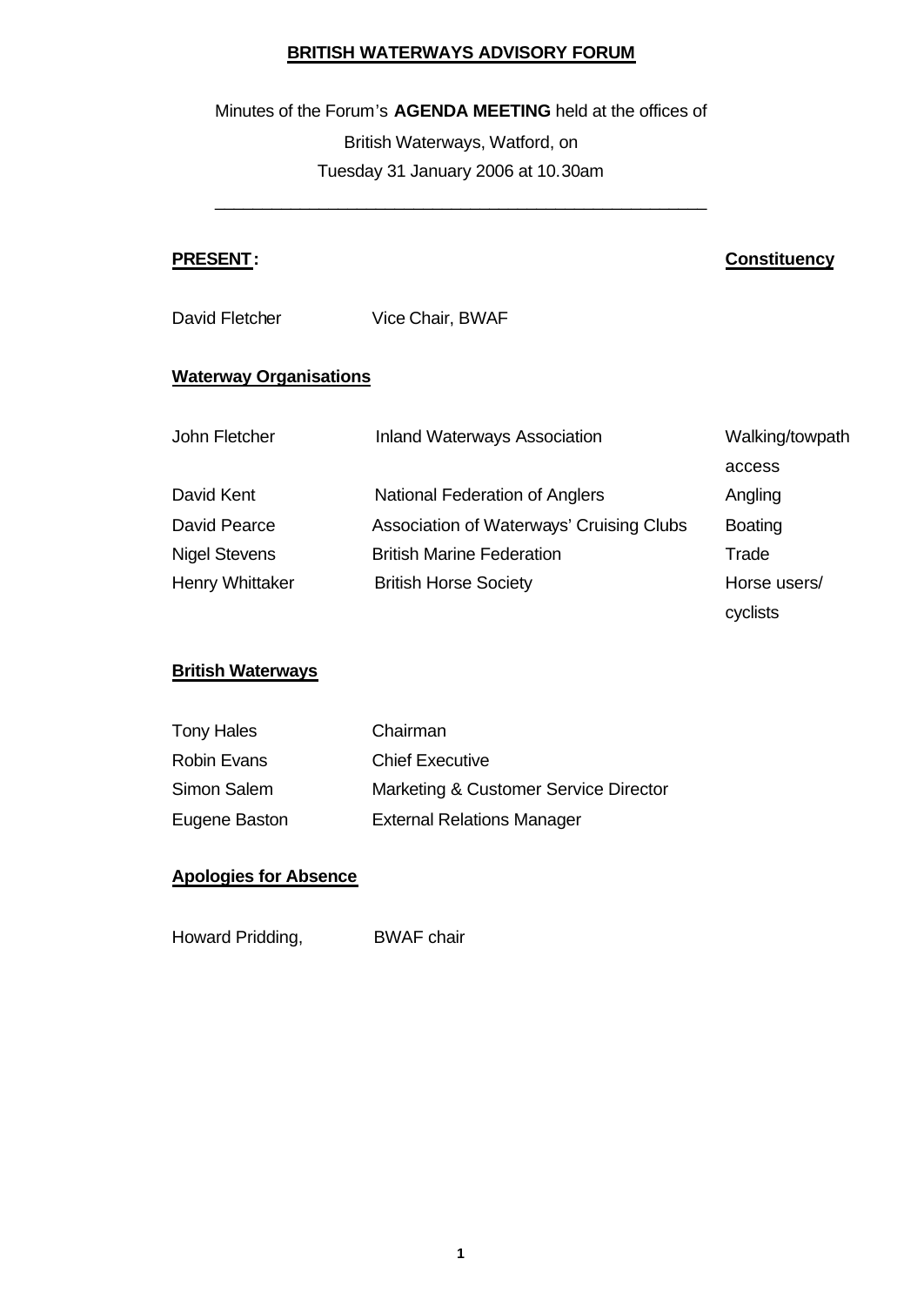# BRITISH WATERWAYS ADVISORY FORUM

Minutes of the Forum's **AGENDA MEETING** held at the offices of British Waterways, Watford, on Tuesday 31 January 2006 at 10.30am

---

**PRESENT:** | | **Constituency**
---|---|---

| | | |
|---|---|---|
| David Fletcher | Vice Chair, BWAF | |

**Waterway Organisations**

| | | |
|---|---|---|
| John Fletcher | Inland Waterways Association | Walking/towpath access |
| David Kent | National Federation of Anglers | Angling |
| David Pearce | Association of Waterways' Cruising Clubs | Boating |
| Nigel Stevens | British Marine Federation | Trade |
| Henry Whittaker | British Horse Society | Horse users/ cyclists |

**British Waterways**

| | |
|---|---|
| Tony Hales | Chairman |
| Robin Evans | Chief Executive |
| Simon Salem | Marketing & Customer Service Director |
| Eugene Baston | External Relations Manager |

**Apologies for Absence**

| | |
|---|---|
| Howard Pridding, | BWAF chair |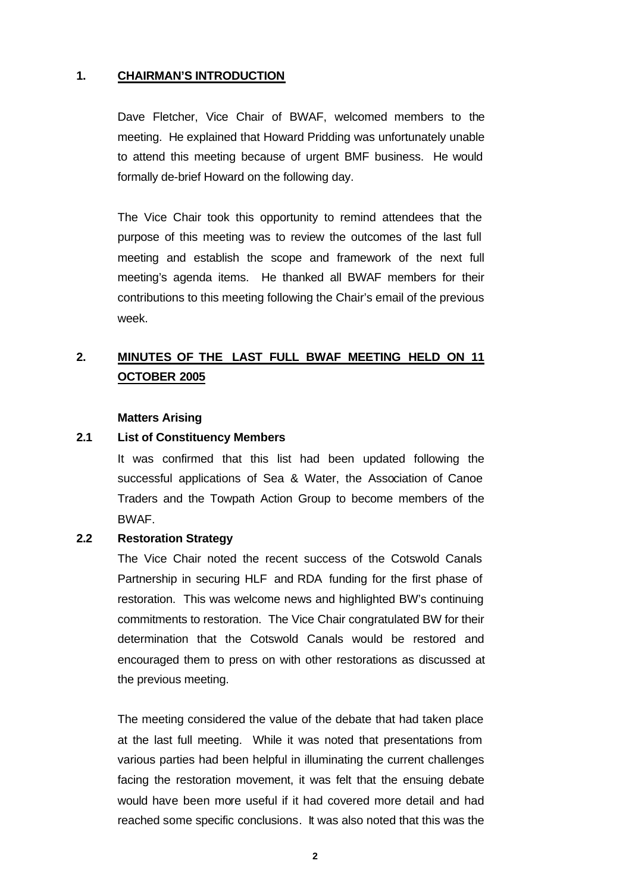## 1. CHAIRMAN'S INTRODUCTION

Dave Fletcher, Vice Chair of BWAF, welcomed members to the meeting. He explained that Howard Pridding was unfortunately unable to attend this meeting because of urgent BMF business. He would formally de-brief Howard on the following day.

The Vice Chair took this opportunity to remind attendees that the purpose of this meeting was to review the outcomes of the last full meeting and establish the scope and framework of the next full meeting's agenda items. He thanked all BWAF members for their contributions to this meeting following the Chair's email of the previous week.

## 2. MINUTES OF THE LAST FULL BWAF MEETING HELD ON 11 OCTOBER 2005

**Matters Arising**

### 2.1 List of Constituency Members

It was confirmed that this list had been updated following the successful applications of Sea & Water, the Association of Canoe Traders and the Towpath Action Group to become members of the BWAF.

### 2.2 Restoration Strategy

The Vice Chair noted the recent success of the Cotswold Canals Partnership in securing HLF and RDA funding for the first phase of restoration. This was welcome news and highlighted BW's continuing commitments to restoration. The Vice Chair congratulated BW for their determination that the Cotswold Canals would be restored and encouraged them to press on with other restorations as discussed at the previous meeting.

The meeting considered the value of the debate that had taken place at the last full meeting. While it was noted that presentations from various parties had been helpful in illuminating the current challenges facing the restoration movement, it was felt that the ensuing debate would have been more useful if it had covered more detail and had reached some specific conclusions. It was also noted that this was the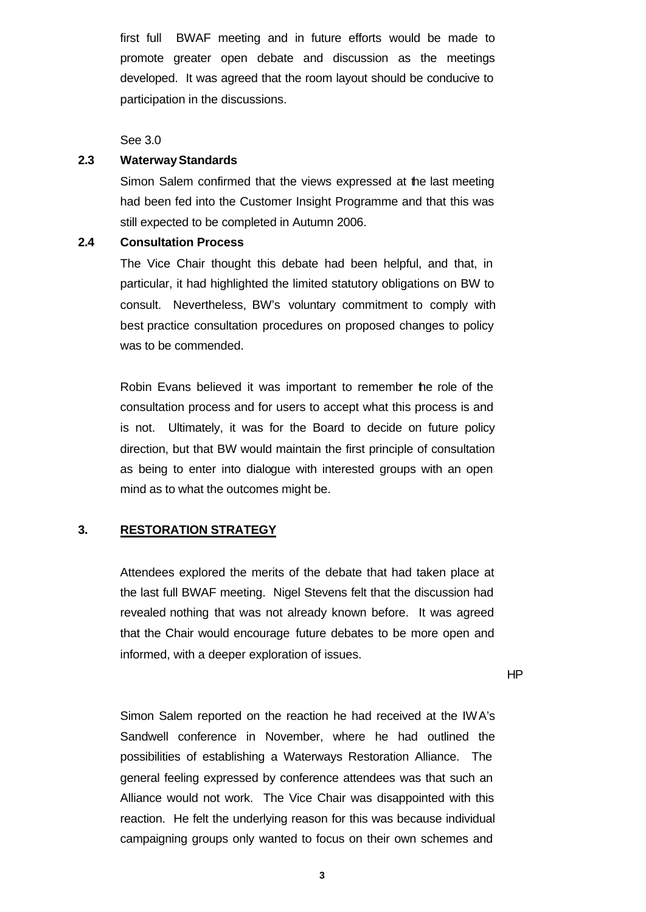first full BWAF meeting and in future efforts would be made to promote greater open debate and discussion as the meetings developed. It was agreed that the room layout should be conducive to participation in the discussions.

See 3.0

**2.3 Waterway Standards**

Simon Salem confirmed that the views expressed at the last meeting had been fed into the Customer Insight Programme and that this was still expected to be completed in Autumn 2006.

**2.4 Consultation Process**

The Vice Chair thought this debate had been helpful, and that, in particular, it had highlighted the limited statutory obligations on BW to consult. Nevertheless, BW's voluntary commitment to comply with best practice consultation procedures on proposed changes to policy was to be commended.

Robin Evans believed it was important to remember the role of the consultation process and for users to accept what this process is and is not. Ultimately, it was for the Board to decide on future policy direction, but that BW would maintain the first principle of consultation as being to enter into dialogue with interested groups with an open mind as to what the outcomes might be.

## 3. RESTORATION STRATEGY

Attendees explored the merits of the debate that had taken place at the last full BWAF meeting. Nigel Stevens felt that the discussion had revealed nothing that was not already known before. It was agreed that the Chair would encourage future debates to be more open and informed, with a deeper exploration of issues.

HP

Simon Salem reported on the reaction he had received at the IWA's Sandwell conference in November, where he had outlined the possibilities of establishing a Waterways Restoration Alliance. The general feeling expressed by conference attendees was that such an Alliance would not work. The Vice Chair was disappointed with this reaction. He felt the underlying reason for this was because individual campaigning groups only wanted to focus on their own schemes and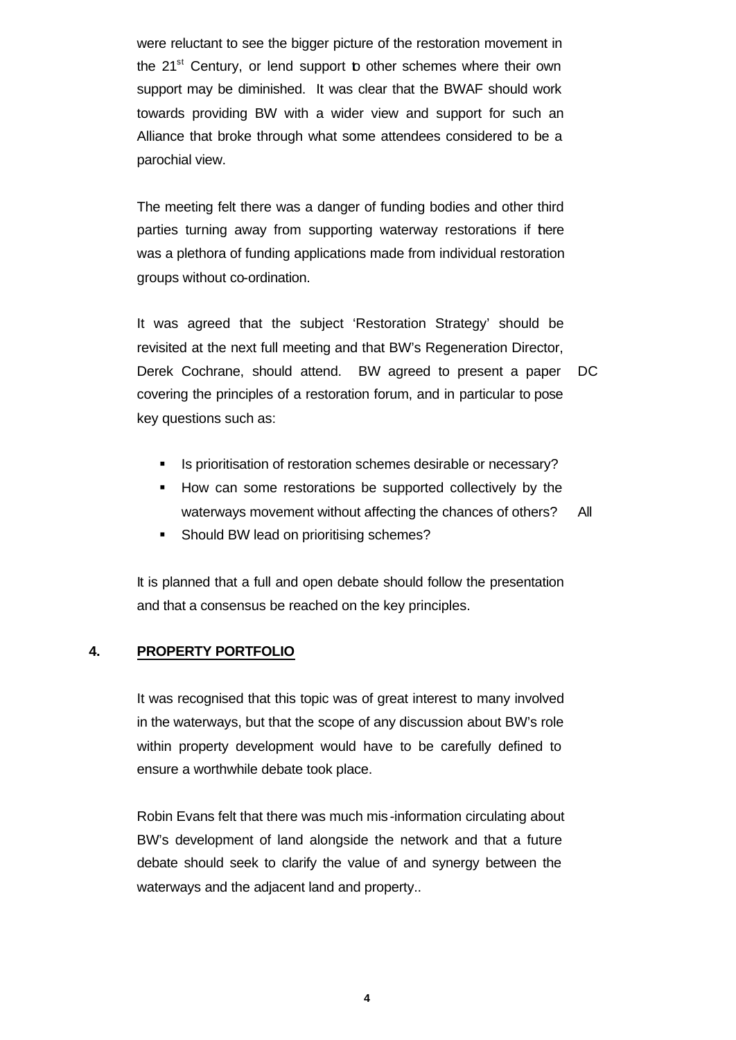were reluctant to see the bigger picture of the restoration movement in the 21st Century, or lend support to other schemes where their own support may be diminished. It was clear that the BWAF should work towards providing BW with a wider view and support for such an Alliance that broke through what some attendees considered to be a parochial view.

The meeting felt there was a danger of funding bodies and other third parties turning away from supporting waterway restorations if there was a plethora of funding applications made from individual restoration groups without co-ordination.

It was agreed that the subject 'Restoration Strategy' should be revisited at the next full meeting and that BW's Regeneration Director, Derek Cochrane, should attend. BW agreed to present a paper covering the principles of a restoration forum, and in particular to pose key questions such as: DC

- Is prioritisation of restoration schemes desirable or necessary?
- How can some restorations be supported collectively by the waterways movement without affecting the chances of others? All
- Should BW lead on prioritising schemes?

It is planned that a full and open debate should follow the presentation and that a consensus be reached on the key principles.

## 4. PROPERTY PORTFOLIO

It was recognised that this topic was of great interest to many involved in the waterways, but that the scope of any discussion about BW's role within property development would have to be carefully defined to ensure a worthwhile debate took place.

Robin Evans felt that there was much mis-information circulating about BW's development of land alongside the network and that a future debate should seek to clarify the value of and synergy between the waterways and the adjacent land and property..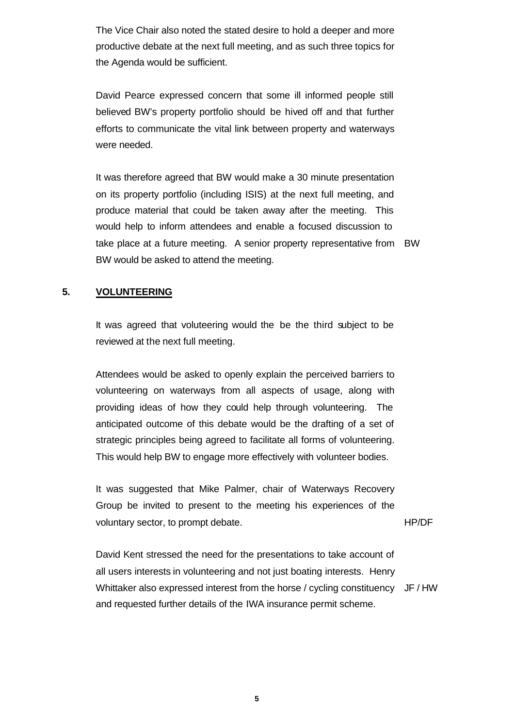The Vice Chair also noted the stated desire to hold a deeper and more productive debate at the next full meeting, and as such three topics for the Agenda would be sufficient.

David Pearce expressed concern that some ill informed people still believed BW's property portfolio should be hived off and that further efforts to communicate the vital link between property and waterways were needed.

It was therefore agreed that BW would make a 30 minute presentation on its property portfolio (including ISIS) at the next full meeting, and produce material that could be taken away after the meeting. This would help to inform attendees and enable a focused discussion to take place at a future meeting. A senior property representative from BW would be asked to attend the meeting. **BW**

## 5. VOLUNTEERING

It was agreed that voluteering would the be the third subject to be reviewed at the next full meeting.

Attendees would be asked to openly explain the perceived barriers to volunteering on waterways from all aspects of usage, along with providing ideas of how they could help through volunteering. The anticipated outcome of this debate would be the drafting of a set of strategic principles being agreed to facilitate all forms of volunteering. This would help BW to engage more effectively with volunteer bodies.

It was suggested that Mike Palmer, chair of Waterways Recovery Group be invited to present to the meeting his experiences of the voluntary sector, to prompt debate. **HP/DF**

David Kent stressed the need for the presentations to take account of all users interests in volunteering and not just boating interests. Henry Whittaker also expressed interest from the horse / cycling constituency and requested further details of the IWA insurance permit scheme. **JF / HW**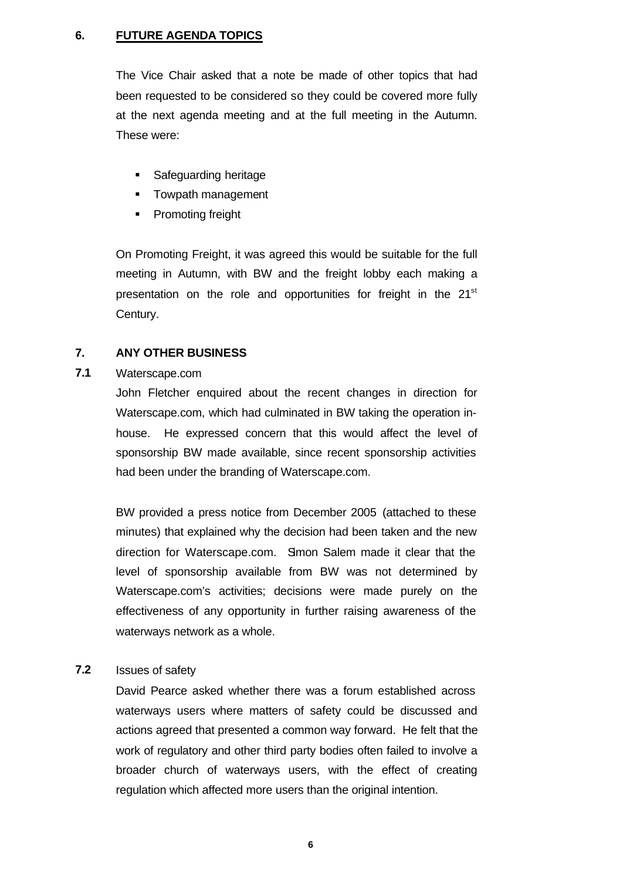## 6. FUTURE AGENDA TOPICS

The Vice Chair asked that a note be made of other topics that had been requested to be considered so they could be covered more fully at the next agenda meeting and at the full meeting in the Autumn. These were:

- Safeguarding heritage
- Towpath management
- Promoting freight

On Promoting Freight, it was agreed this would be suitable for the full meeting in Autumn, with BW and the freight lobby each making a presentation on the role and opportunities for freight in the 21st Century.

## 7. ANY OTHER BUSINESS

**7.1** Waterscape.com

John Fletcher enquired about the recent changes in direction for Waterscape.com, which had culminated in BW taking the operation in-house. He expressed concern that this would affect the level of sponsorship BW made available, since recent sponsorship activities had been under the branding of Waterscape.com.

BW provided a press notice from December 2005 (attached to these minutes) that explained why the decision had been taken and the new direction for Waterscape.com. Simon Salem made it clear that the level of sponsorship available from BW was not determined by Waterscape.com's activities; decisions were made purely on the effectiveness of any opportunity in further raising awareness of the waterways network as a whole.

**7.2** Issues of safety

David Pearce asked whether there was a forum established across waterways users where matters of safety could be discussed and actions agreed that presented a common way forward. He felt that the work of regulatory and other third party bodies often failed to involve a broader church of waterways users, with the effect of creating regulation which affected more users than the original intention.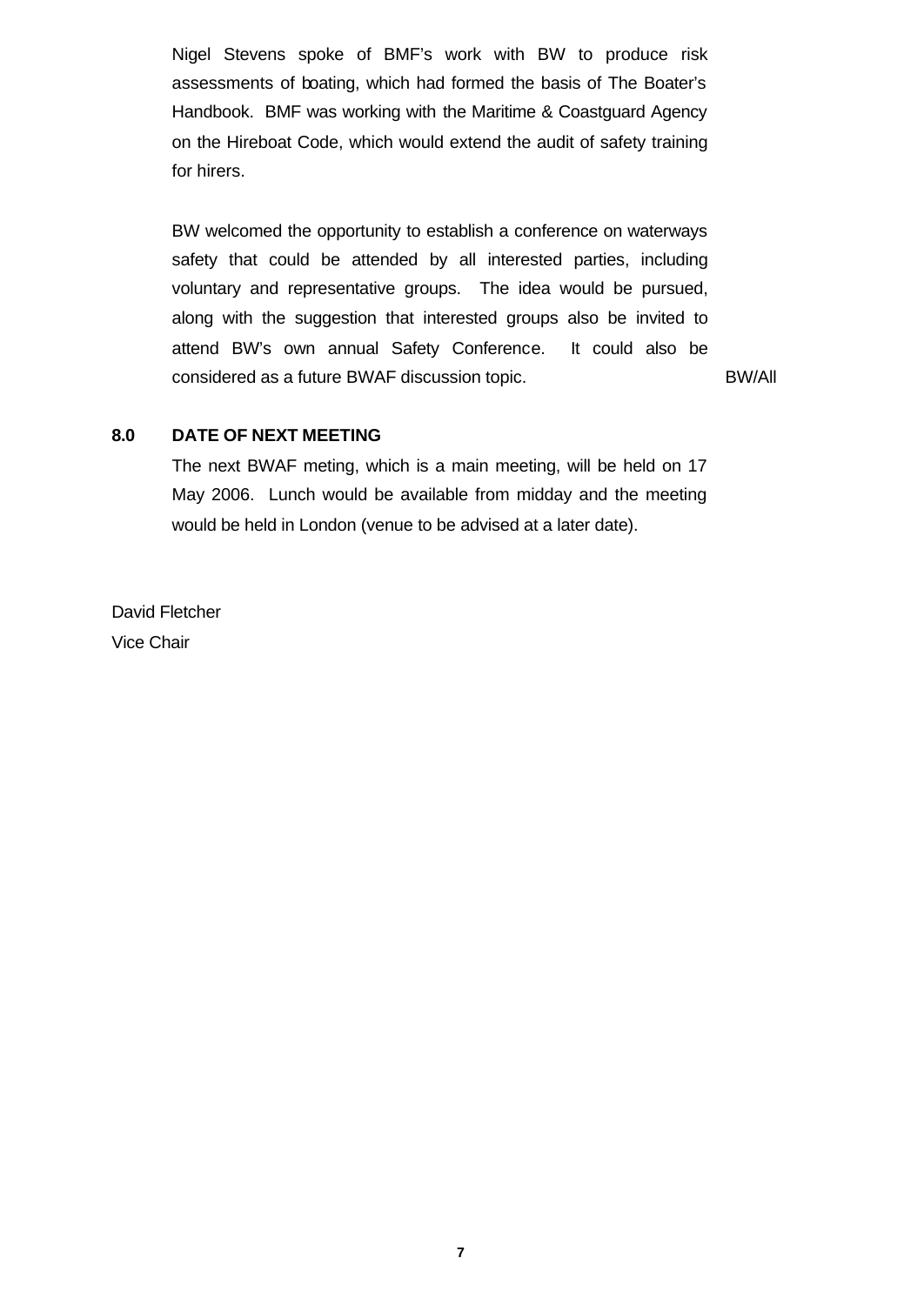Nigel Stevens spoke of BMF's work with BW to produce risk assessments of boating, which had formed the basis of The Boater's Handbook. BMF was working with the Maritime & Coastguard Agency on the Hireboat Code, which would extend the audit of safety training for hirers.

BW welcomed the opportunity to establish a conference on waterways safety that could be attended by all interested parties, including voluntary and representative groups. The idea would be pursued, along with the suggestion that interested groups also be invited to attend BW's own annual Safety Conference. It could also be considered as a future BWAF discussion topic. BW/All

## 8.0 DATE OF NEXT MEETING

The next BWAF meting, which is a main meeting, will be held on 17 May 2006. Lunch would be available from midday and the meeting would be held in London (venue to be advised at a later date).

David Fletcher
Vice Chair